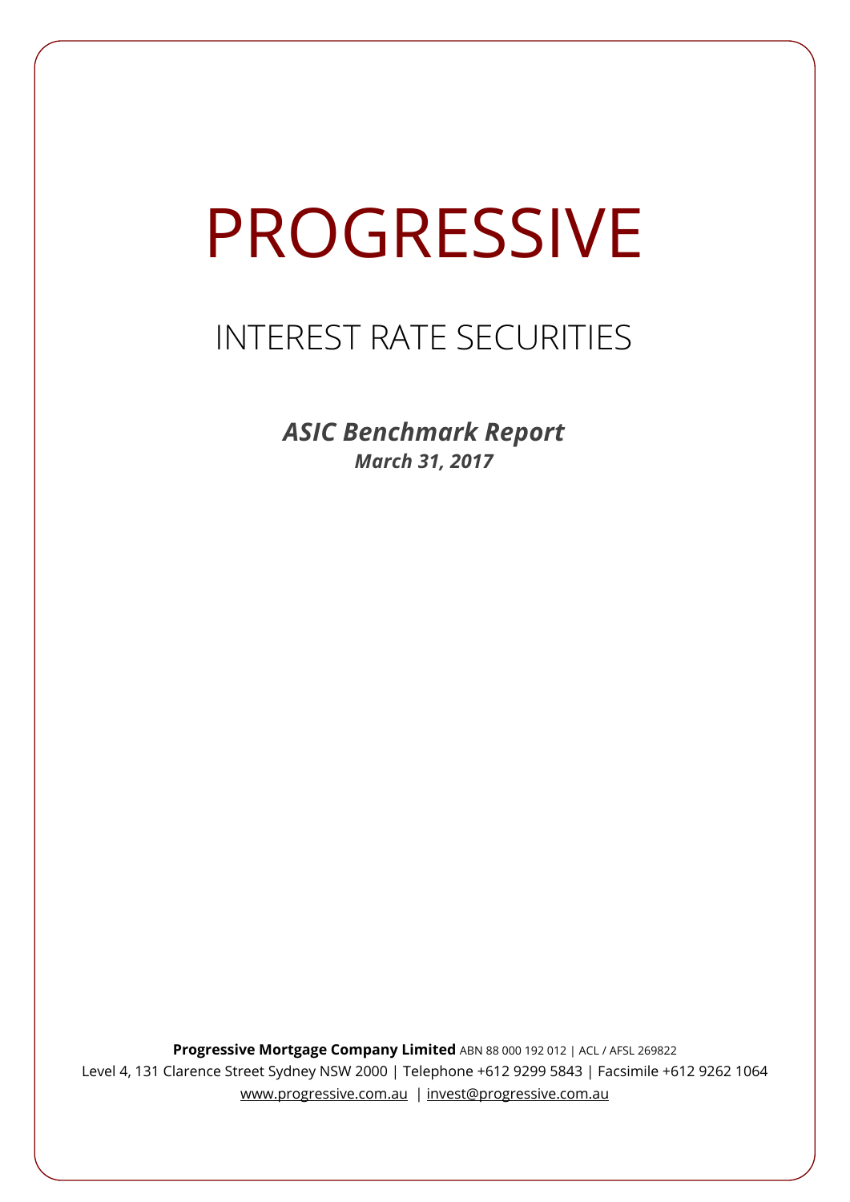# PROGRESSIVE

## INTEREST RATE SECURITIES

***ASIC Benchmark Report***

***March 31, 2017***

**Progressive Mortgage Company Limited** ABN 88 000 192 012 | ACL / AFSL 269822

Level 4, 131 Clarence Street Sydney NSW 2000 | Telephone +612 9299 5843 | Facsimile +612 9262 1064

www.progressive.com.au | invest@progressive.com.au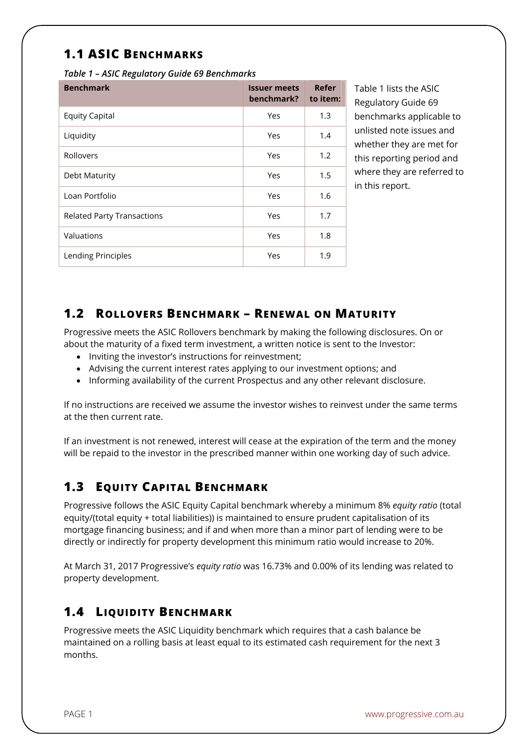## 1.1 ASIC Benchmarks

*Table 1 – ASIC Regulatory Guide 69 Benchmarks*

| Benchmark | Issuer meets benchmark? | Refer to item: |
|---|---|---|
| Equity Capital | Yes | 1.3 |
| Liquidity | Yes | 1.4 |
| Rollovers | Yes | 1.2 |
| Debt Maturity | Yes | 1.5 |
| Loan Portfolio | Yes | 1.6 |
| Related Party Transactions | Yes | 1.7 |
| Valuations | Yes | 1.8 |
| Lending Principles | Yes | 1.9 |

Table 1 lists the ASIC Regulatory Guide 69 benchmarks applicable to unlisted note issues and whether they are met for this reporting period and where they are referred to in this report.

## 1.2 Rollovers Benchmark – Renewal on Maturity

Progressive meets the ASIC Rollovers benchmark by making the following disclosures. On or about the maturity of a fixed term investment, a written notice is sent to the Investor:

- Inviting the investor's instructions for reinvestment;
- Advising the current interest rates applying to our investment options; and
- Informing availability of the current Prospectus and any other relevant disclosure.

If no instructions are received we assume the investor wishes to reinvest under the same terms at the then current rate.

If an investment is not renewed, interest will cease at the expiration of the term and the money will be repaid to the investor in the prescribed manner within one working day of such advice.

## 1.3 Equity Capital Benchmark

Progressive follows the ASIC Equity Capital benchmark whereby a minimum 8% *equity ratio* (total equity/(total equity + total liabilities)) is maintained to ensure prudent capitalisation of its mortgage financing business; and if and when more than a minor part of lending were to be directly or indirectly for property development this minimum ratio would increase to 20%.

At March 31, 2017 Progressive's *equity ratio* was 16.73% and 0.00% of its lending was related to property development.

## 1.4 Liquidity Benchmark

Progressive meets the ASIC Liquidity benchmark which requires that a cash balance be maintained on a rolling basis at least equal to its estimated cash requirement for the next 3 months.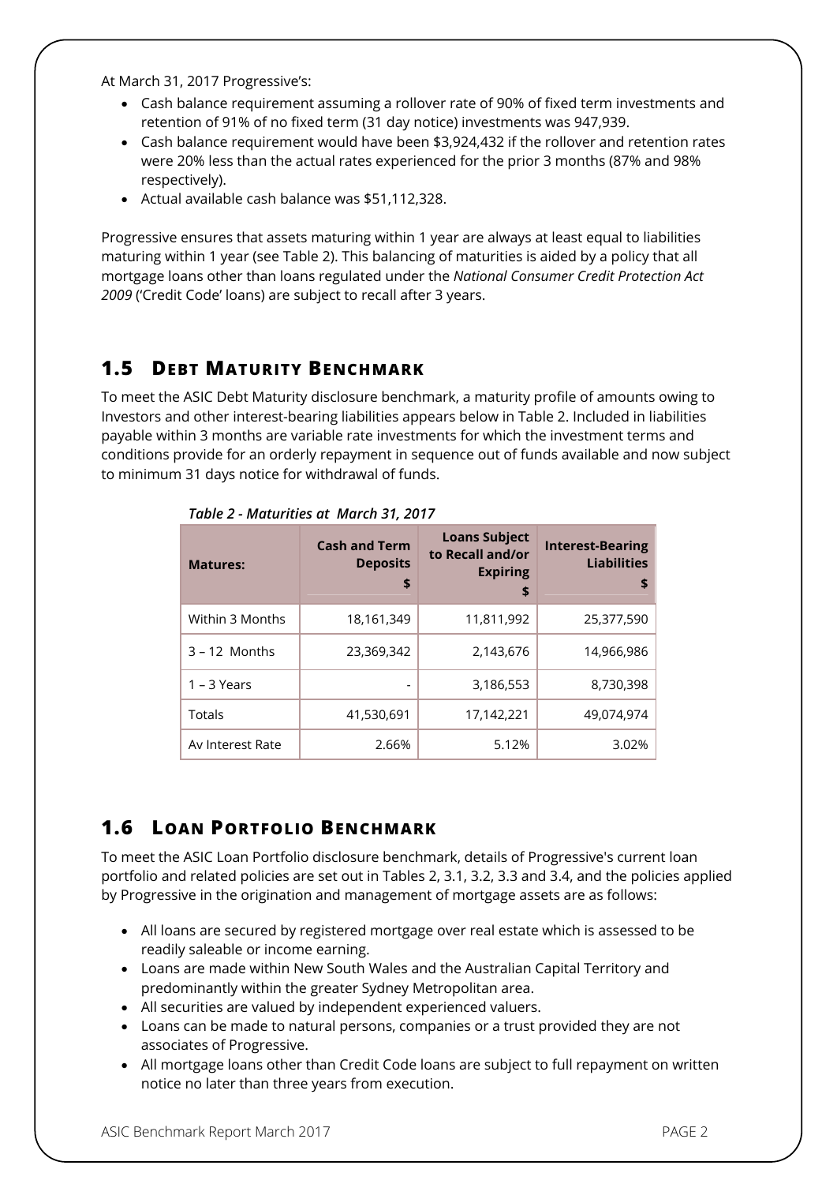At March 31, 2017 Progressive's:

- Cash balance requirement assuming a rollover rate of 90% of fixed term investments and retention of 91% of no fixed term (31 day notice) investments was 947,939.
- Cash balance requirement would have been $3,924,432 if the rollover and retention rates were 20% less than the actual rates experienced for the prior 3 months (87% and 98% respectively).
- Actual available cash balance was $51,112,328.

Progressive ensures that assets maturing within 1 year are always at least equal to liabilities maturing within 1 year (see Table 2). This balancing of maturities is aided by a policy that all mortgage loans other than loans regulated under the *National Consumer Credit Protection Act 2009* ('Credit Code' loans) are subject to recall after 3 years.

## 1.5 Debt Maturity Benchmark

To meet the ASIC Debt Maturity disclosure benchmark, a maturity profile of amounts owing to Investors and other interest-bearing liabilities appears below in Table 2. Included in liabilities payable within 3 months are variable rate investments for which the investment terms and conditions provide for an orderly repayment in sequence out of funds available and now subject to minimum 31 days notice for withdrawal of funds.

*Table 2 - Maturities at March 31, 2017*

| Matures: | Cash and Term Deposits $ | Loans Subject to Recall and/or Expiring $ | Interest-Bearing Liabilities $ |
|---|---|---|---|
| Within 3 Months | 18,161,349 | 11,811,992 | 25,377,590 |
| 3 – 12 Months | 23,369,342 | 2,143,676 | 14,966,986 |
| 1 – 3 Years | - | 3,186,553 | 8,730,398 |
| Totals | 41,530,691 | 17,142,221 | 49,074,974 |
| Av Interest Rate | 2.66% | 5.12% | 3.02% |

## 1.6 Loan Portfolio Benchmark

To meet the ASIC Loan Portfolio disclosure benchmark, details of Progressive's current loan portfolio and related policies are set out in Tables 2, 3.1, 3.2, 3.3 and 3.4, and the policies applied by Progressive in the origination and management of mortgage assets are as follows:

- All loans are secured by registered mortgage over real estate which is assessed to be readily saleable or income earning.
- Loans are made within New South Wales and the Australian Capital Territory and predominantly within the greater Sydney Metropolitan area.
- All securities are valued by independent experienced valuers.
- Loans can be made to natural persons, companies or a trust provided they are not associates of Progressive.
- All mortgage loans other than Credit Code loans are subject to full repayment on written notice no later than three years from execution.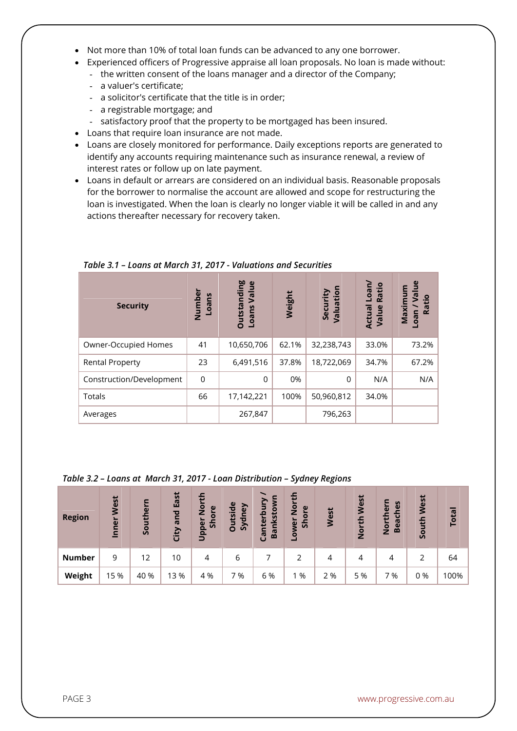- Not more than 10% of total loan funds can be advanced to any one borrower.
- Experienced officers of Progressive appraise all loan proposals. No loan is made without:
  - the written consent of the loans manager and a director of the Company;
  - a valuer's certificate;
  - a solicitor's certificate that the title is in order;
  - a registrable mortgage; and
  - satisfactory proof that the property to be mortgaged has been insured.
- Loans that require loan insurance are not made.
- Loans are closely monitored for performance. Daily exceptions reports are generated to identify any accounts requiring maintenance such as insurance renewal, a review of interest rates or follow up on late payment.
- Loans in default or arrears are considered on an individual basis. Reasonable proposals for the borrower to normalise the account are allowed and scope for restructuring the loan is investigated. When the loan is clearly no longer viable it will be called in and any actions thereafter necessary for recovery taken.

*Table 3.1 – Loans at March 31, 2017 - Valuations and Securities*

| Security | Number Loans | Outstanding Loans Value | Weight | Security Valuation | Actual Loan/ Value Ratio | Maximum Loan / Value Ratio |
|---|---|---|---|---|---|---|
| Owner-Occupied Homes | 41 | 10,650,706 | 62.1% | 32,238,743 | 33.0% | 73.2% |
| Rental Property | 23 | 6,491,516 | 37.8% | 18,722,069 | 34.7% | 67.2% |
| Construction/Development | 0 | 0 | 0% | 0 | N/A | N/A |
| Totals | 66 | 17,142,221 | 100% | 50,960,812 | 34.0% | |
| Averages | | 267,847 | | 796,263 | | |

*Table 3.2 – Loans at March 31, 2017 - Loan Distribution – Sydney Regions*

| Region | Inner West | Southern | City and East | Upper North Shore | Outside Sydney | Canterbury / Bankstown | Lower North Shore | West | North West | Northern Beaches | South West | Total |
|---|---|---|---|---|---|---|---|---|---|---|---|---|
| **Number** | 9 | 12 | 10 | 4 | 6 | 7 | 2 | 4 | 4 | 4 | 2 | 64 |
| **Weight** | 15 % | 40 % | 13 % | 4 % | 7 % | 6 % | 1 % | 2 % | 5 % | 7 % | 0 % | 100% |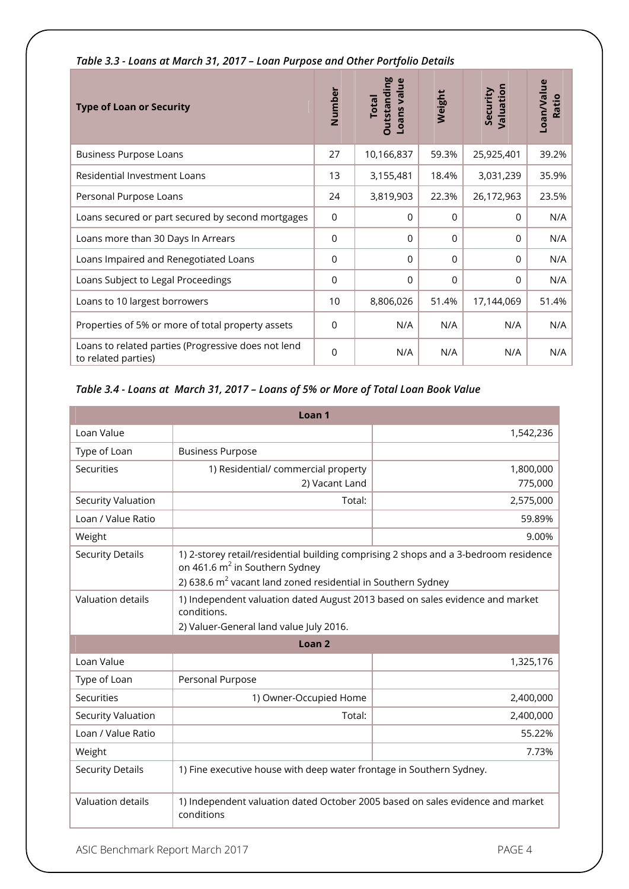*Table 3.3 - Loans at March 31, 2017 – Loan Purpose and Other Portfolio Details*

| Type of Loan or Security | Number | Total Outstanding Loans value | Weight | Security Valuation | Loan/Value Ratio |
|---|---|---|---|---|---|
| Business Purpose Loans | 27 | 10,166,837 | 59.3% | 25,925,401 | 39.2% |
| Residential Investment Loans | 13 | 3,155,481 | 18.4% | 3,031,239 | 35.9% |
| Personal Purpose Loans | 24 | 3,819,903 | 22.3% | 26,172,963 | 23.5% |
| Loans secured or part secured by second mortgages | 0 | 0 | 0 | 0 | N/A |
| Loans more than 30 Days In Arrears | 0 | 0 | 0 | 0 | N/A |
| Loans Impaired and Renegotiated Loans | 0 | 0 | 0 | 0 | N/A |
| Loans Subject to Legal Proceedings | 0 | 0 | 0 | 0 | N/A |
| Loans to 10 largest borrowers | 10 | 8,806,026 | 51.4% | 17,144,069 | 51.4% |
| Properties of 5% or more of total property assets | 0 | N/A | N/A | N/A | N/A |
| Loans to related parties (Progressive does not lend to related parties) | 0 | N/A | N/A | N/A | N/A |

*Table 3.4 - Loans at March 31, 2017 – Loans of 5% or More of Total Loan Book Value*

| Loan 1 | | |
|---|---|---|
| Loan Value | | 1,542,236 |
| Type of Loan | Business Purpose | |
| Securities | 1) Residential/ commercial property<br>2) Vacant Land | 1,800,000<br>775,000 |
| Security Valuation | Total: | 2,575,000 |
| Loan / Value Ratio | | 59.89% |
| Weight | | 9.00% |
| Security Details | 1) 2-storey retail/residential building comprising 2 shops and a 3-bedroom residence on 461.6 m$^2$ in Southern Sydney<br>2) 638.6 m$^2$ vacant land zoned residential in Southern Sydney | |
| Valuation details | 1) Independent valuation dated August 2013 based on sales evidence and market conditions.<br>2) Valuer-General land value July 2016. | |
| **Loan 2** | | |
| Loan Value | | 1,325,176 |
| Type of Loan | Personal Purpose | |
| Securities | 1) Owner-Occupied Home | 2,400,000 |
| Security Valuation | Total: | 2,400,000 |
| Loan / Value Ratio | | 55.22% |
| Weight | | 7.73% |
| Security Details | 1) Fine executive house with deep water frontage in Southern Sydney. | |
| Valuation details | 1) Independent valuation dated October 2005 based on sales evidence and market conditions | |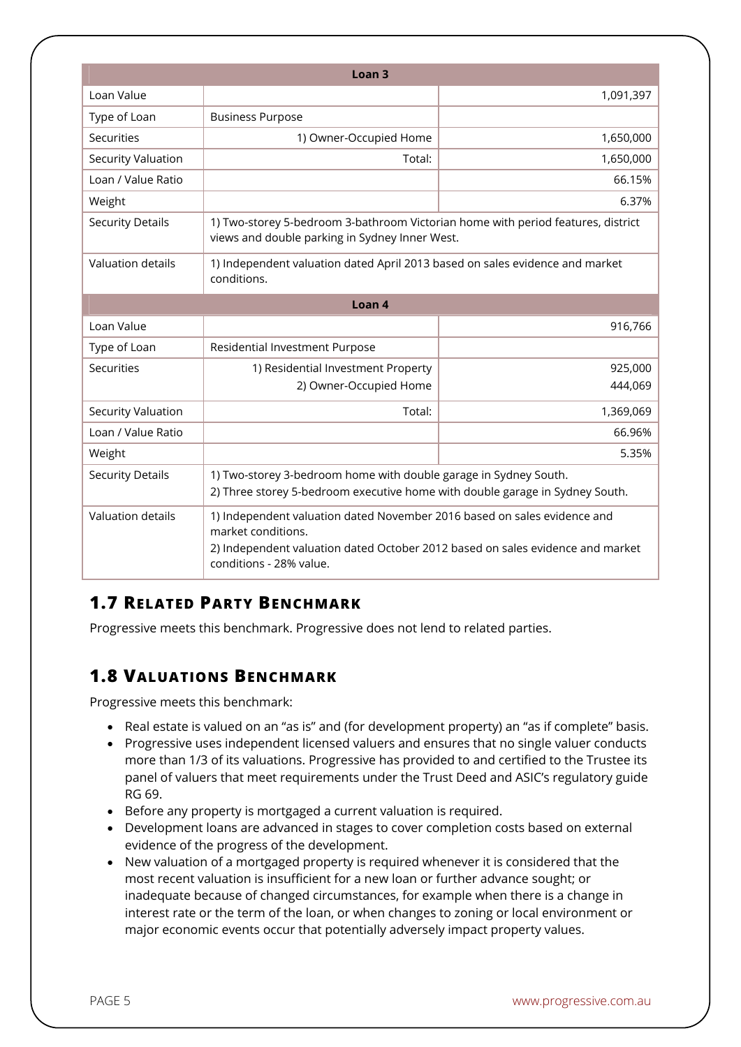| Loan 3 | | |
|---|---|---|
| Loan Value | | 1,091,397 |
| Type of Loan | Business Purpose | |
| Securities | 1) Owner-Occupied Home | 1,650,000 |
| Security Valuation | Total: | 1,650,000 |
| Loan / Value Ratio | | 66.15% |
| Weight | | 6.37% |
| Security Details | 1) Two-storey 5-bedroom 3-bathroom Victorian home with period features, district views and double parking in Sydney Inner West. | |
| Valuation details | 1) Independent valuation dated April 2013 based on sales evidence and market conditions. | |

| Loan 4 | | |
|---|---|---|
| Loan Value | | 916,766 |
| Type of Loan | Residential Investment Purpose | |
| Securities | 1) Residential Investment Property<br>2) Owner-Occupied Home | 925,000<br>444,069 |
| Security Valuation | Total: | 1,369,069 |
| Loan / Value Ratio | | 66.96% |
| Weight | | 5.35% |
| Security Details | 1) Two-storey 3-bedroom home with double garage in Sydney South.<br>2) Three storey 5-bedroom executive home with double garage in Sydney South. | |
| Valuation details | 1) Independent valuation dated November 2016 based on sales evidence and market conditions.<br>2) Independent valuation dated October 2012 based on sales evidence and market conditions - 28% value. | |

## 1.7 Related Party Benchmark

Progressive meets this benchmark. Progressive does not lend to related parties.

## 1.8 Valuations Benchmark

Progressive meets this benchmark:

- Real estate is valued on an "as is" and (for development property) an "as if complete" basis.
- Progressive uses independent licensed valuers and ensures that no single valuer conducts more than 1/3 of its valuations. Progressive has provided to and certified to the Trustee its panel of valuers that meet requirements under the Trust Deed and ASIC's regulatory guide RG 69.
- Before any property is mortgaged a current valuation is required.
- Development loans are advanced in stages to cover completion costs based on external evidence of the progress of the development.
- New valuation of a mortgaged property is required whenever it is considered that the most recent valuation is insufficient for a new loan or further advance sought; or inadequate because of changed circumstances, for example when there is a change in interest rate or the term of the loan, or when changes to zoning or local environment or major economic events occur that potentially adversely impact property values.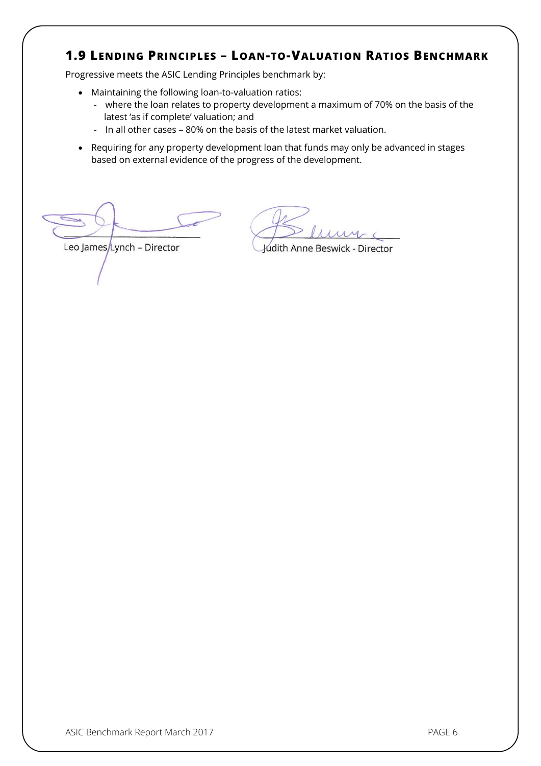## 1.9 Lending Principles – Loan-to-Valuation Ratios Benchmark

Progressive meets the ASIC Lending Principles benchmark by:

- Maintaining the following loan-to-valuation ratios:
  - where the loan relates to property development a maximum of 70% on the basis of the latest 'as if complete' valuation; and
  - In all other cases – 80% on the basis of the latest market valuation.
- Requiring for any property development loan that funds may only be advanced in stages based on external evidence of the progress of the development.

Leo James Lynch – Director

Judith Anne Beswick - Director